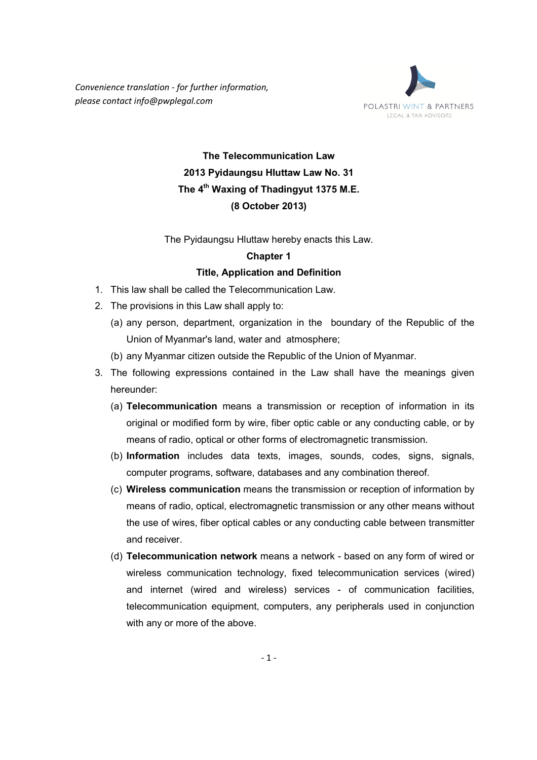*Convenience translation - for further information, please contact info@pwplegal.com*

POLASTRI WINT & PARTNERS
LEGAL & TAX ADVISORS

# The Telecommunication Law

## 2013 Pyidaungsu Hluttaw Law No. 31

## The 4th Waxing of Thadingyut 1375 M.E.

## (8 October 2013)

The Pyidaungsu Hluttaw hereby enacts this Law.

## Chapter 1

## Title, Application and Definition

1. This law shall be called the Telecommunication Law.
2. The provisions in this Law shall apply to:
   (a) any person, department, organization in the boundary of the Republic of the Union of Myanmar's land, water and atmosphere;
   (b) any Myanmar citizen outside the Republic of the Union of Myanmar.
3. The following expressions contained in the Law shall have the meanings given hereunder:
   (a) **Telecommunication** means a transmission or reception of information in its original or modified form by wire, fiber optic cable or any conducting cable, or by means of radio, optical or other forms of electromagnetic transmission.
   (b) **Information** includes data texts, images, sounds, codes, signs, signals, computer programs, software, databases and any combination thereof.
   (c) **Wireless communication** means the transmission or reception of information by means of radio, optical, electromagnetic transmission or any other means without the use of wires, fiber optical cables or any conducting cable between transmitter and receiver.
   (d) **Telecommunication network** means a network - based on any form of wired or wireless communication technology, fixed telecommunication services (wired) and internet (wired and wireless) services - of communication facilities, telecommunication equipment, computers, any peripherals used in conjunction with any or more of the above.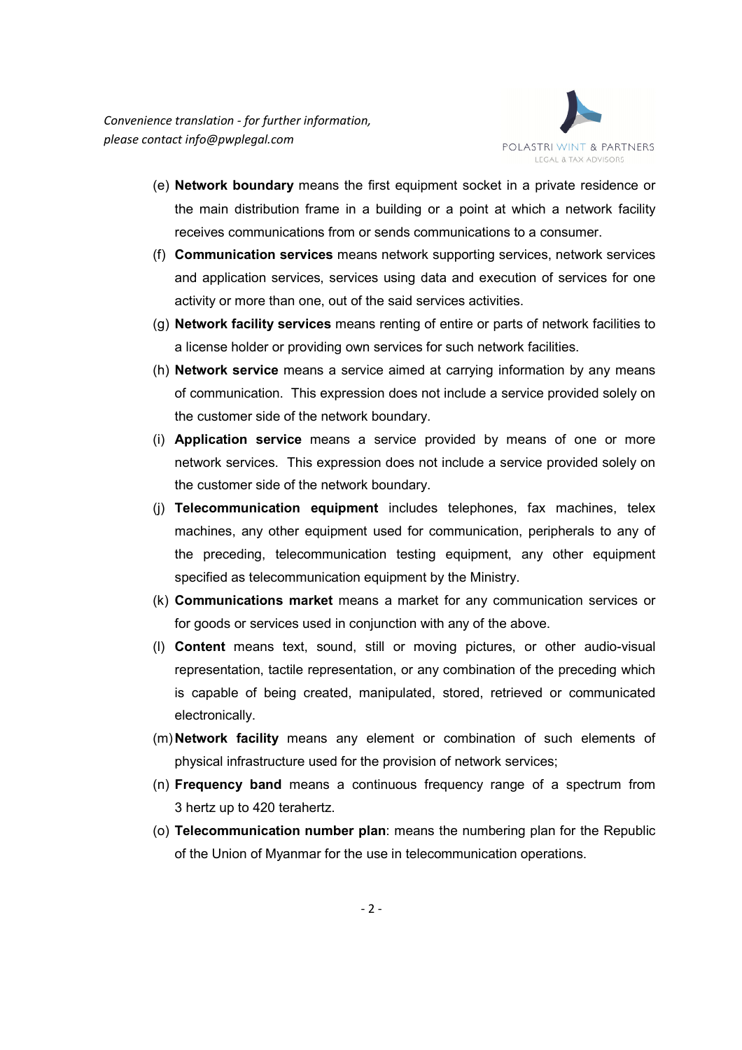(e) **Network boundary** means the first equipment socket in a private residence or the main distribution frame in a building or a point at which a network facility receives communications from or sends communications to a consumer.

(f) **Communication services** means network supporting services, network services and application services, services using data and execution of services for one activity or more than one, out of the said services activities.

(g) **Network facility services** means renting of entire or parts of network facilities to a license holder or providing own services for such network facilities.

(h) **Network service** means a service aimed at carrying information by any means of communication. This expression does not include a service provided solely on the customer side of the network boundary.

(i) **Application service** means a service provided by means of one or more network services. This expression does not include a service provided solely on the customer side of the network boundary.

(j) **Telecommunication equipment** includes telephones, fax machines, telex machines, any other equipment used for communication, peripherals to any of the preceding, telecommunication testing equipment, any other equipment specified as telecommunication equipment by the Ministry.

(k) **Communications market** means a market for any communication services or for goods or services used in conjunction with any of the above.

(l) **Content** means text, sound, still or moving pictures, or other audio-visual representation, tactile representation, or any combination of the preceding which is capable of being created, manipulated, stored, retrieved or communicated electronically.

(m) **Network facility** means any element or combination of such elements of physical infrastructure used for the provision of network services;

(n) **Frequency band** means a continuous frequency range of a spectrum from 3 hertz up to 420 terahertz.

(o) **Telecommunication number plan**: means the numbering plan for the Republic of the Union of Myanmar for the use in telecommunication operations.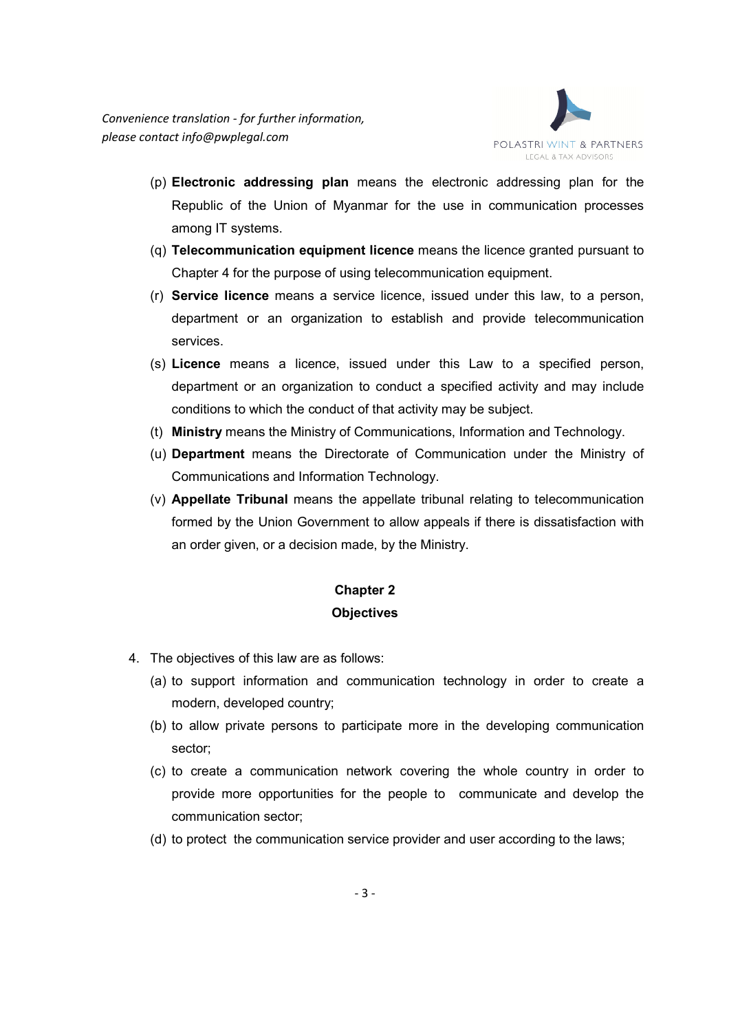(p) **Electronic addressing plan** means the electronic addressing plan for the Republic of the Union of Myanmar for the use in communication processes among IT systems.

(q) **Telecommunication equipment licence** means the licence granted pursuant to Chapter 4 for the purpose of using telecommunication equipment.

(r) **Service licence** means a service licence, issued under this law, to a person, department or an organization to establish and provide telecommunication services.

(s) **Licence** means a licence, issued under this Law to a specified person, department or an organization to conduct a specified activity and may include conditions to which the conduct of that activity may be subject.

(t) **Ministry** means the Ministry of Communications, Information and Technology.

(u) **Department** means the Directorate of Communication under the Ministry of Communications and Information Technology.

(v) **Appellate Tribunal** means the appellate tribunal relating to telecommunication formed by the Union Government to allow appeals if there is dissatisfaction with an order given, or a decision made, by the Ministry.

## Chapter 2
## Objectives

4. The objectives of this law are as follows:

   (a) to support information and communication technology in order to create a modern, developed country;

   (b) to allow private persons to participate more in the developing communication sector;

   (c) to create a communication network covering the whole country in order to provide more opportunities for the people to communicate and develop the communication sector;

   (d) to protect the communication service provider and user according to the laws;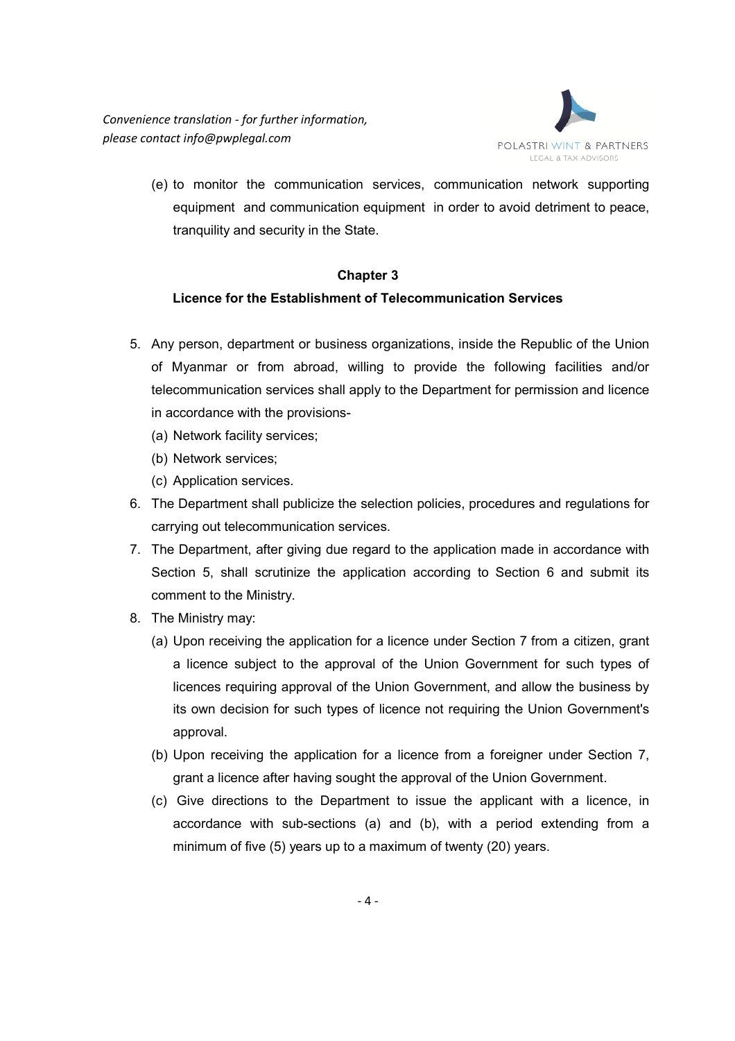(e) to monitor the communication services, communication network supporting equipment and communication equipment in order to avoid detriment to peace, tranquility and security in the State.

## Chapter 3

## Licence for the Establishment of Telecommunication Services

5. Any person, department or business organizations, inside the Republic of the Union of Myanmar or from abroad, willing to provide the following facilities and/or telecommunication services shall apply to the Department for permission and licence in accordance with the provisions-
   (a) Network facility services;
   (b) Network services;
   (c) Application services.
6. The Department shall publicize the selection policies, procedures and regulations for carrying out telecommunication services.
7. The Department, after giving due regard to the application made in accordance with Section 5, shall scrutinize the application according to Section 6 and submit its comment to the Ministry.
8. The Ministry may:
   (a) Upon receiving the application for a licence under Section 7 from a citizen, grant a licence subject to the approval of the Union Government for such types of licences requiring approval of the Union Government, and allow the business by its own decision for such types of licence not requiring the Union Government's approval.
   (b) Upon receiving the application for a licence from a foreigner under Section 7, grant a licence after having sought the approval of the Union Government.
   (c) Give directions to the Department to issue the applicant with a licence, in accordance with sub-sections (a) and (b), with a period extending from a minimum of five (5) years up to a maximum of twenty (20) years.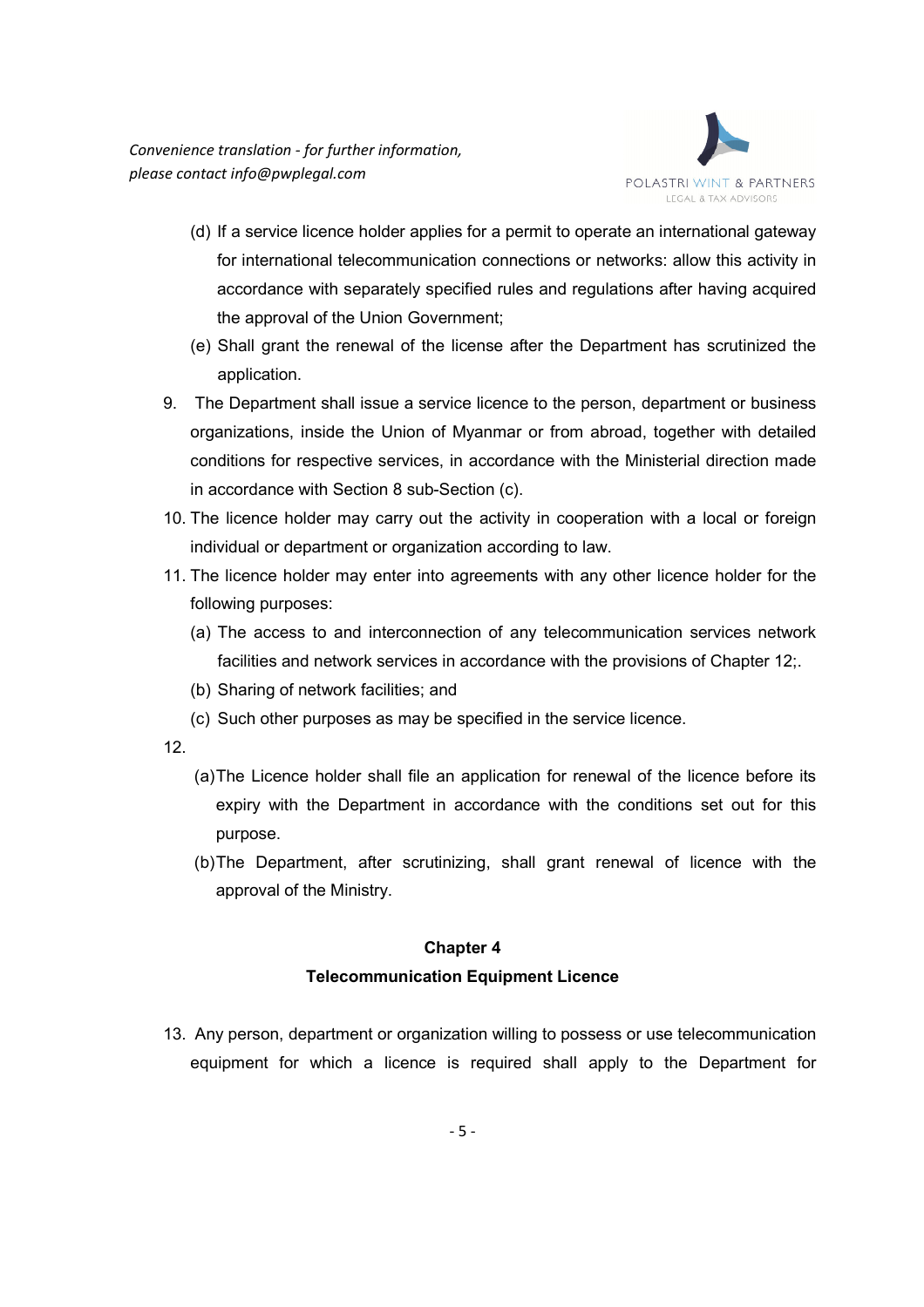(d) If a service licence holder applies for a permit to operate an international gateway for international telecommunication connections or networks: allow this activity in accordance with separately specified rules and regulations after having acquired the approval of the Union Government;

(e) Shall grant the renewal of the license after the Department has scrutinized the application.

9. The Department shall issue a service licence to the person, department or business organizations, inside the Union of Myanmar or from abroad, together with detailed conditions for respective services, in accordance with the Ministerial direction made in accordance with Section 8 sub-Section (c).

10. The licence holder may carry out the activity in cooperation with a local or foreign individual or department or organization according to law.

11. The licence holder may enter into agreements with any other licence holder for the following purposes:

   (a) The access to and interconnection of any telecommunication services network facilities and network services in accordance with the provisions of Chapter 12;.

   (b) Sharing of network facilities; and

   (c) Such other purposes as may be specified in the service licence.

12.

   (a) The Licence holder shall file an application for renewal of the licence before its expiry with the Department in accordance with the conditions set out for this purpose.

   (b) The Department, after scrutinizing, shall grant renewal of licence with the approval of the Ministry.

## Chapter 4

## Telecommunication Equipment Licence

13. Any person, department or organization willing to possess or use telecommunication equipment for which a licence is required shall apply to the Department for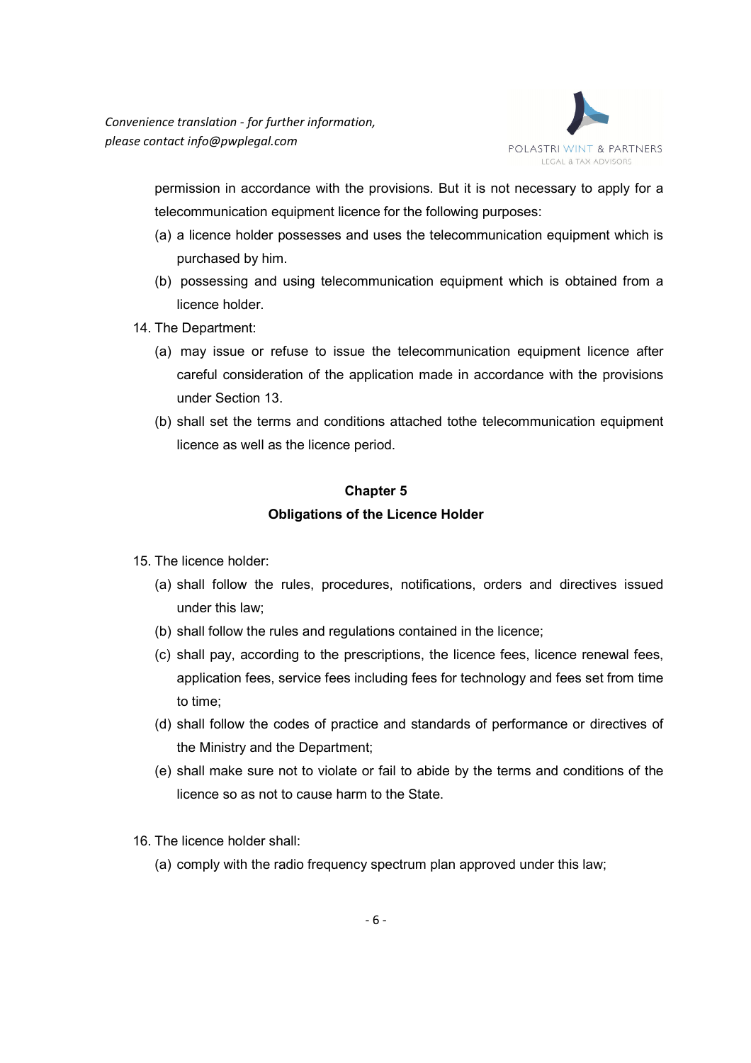permission in accordance with the provisions. But it is not necessary to apply for a telecommunication equipment licence for the following purposes:

(a) a licence holder possesses and uses the telecommunication equipment which is purchased by him.

(b) possessing and using telecommunication equipment which is obtained from a licence holder.

14. The Department:

(a) may issue or refuse to issue the telecommunication equipment licence after careful consideration of the application made in accordance with the provisions under Section 13.

(b) shall set the terms and conditions attached tothe telecommunication equipment licence as well as the licence period.

## Chapter 5

## Obligations of the Licence Holder

15. The licence holder:

(a) shall follow the rules, procedures, notifications, orders and directives issued under this law;

(b) shall follow the rules and regulations contained in the licence;

(c) shall pay, according to the prescriptions, the licence fees, licence renewal fees, application fees, service fees including fees for technology and fees set from time to time;

(d) shall follow the codes of practice and standards of performance or directives of the Ministry and the Department;

(e) shall make sure not to violate or fail to abide by the terms and conditions of the licence so as not to cause harm to the State.

16. The licence holder shall:

(a) comply with the radio frequency spectrum plan approved under this law;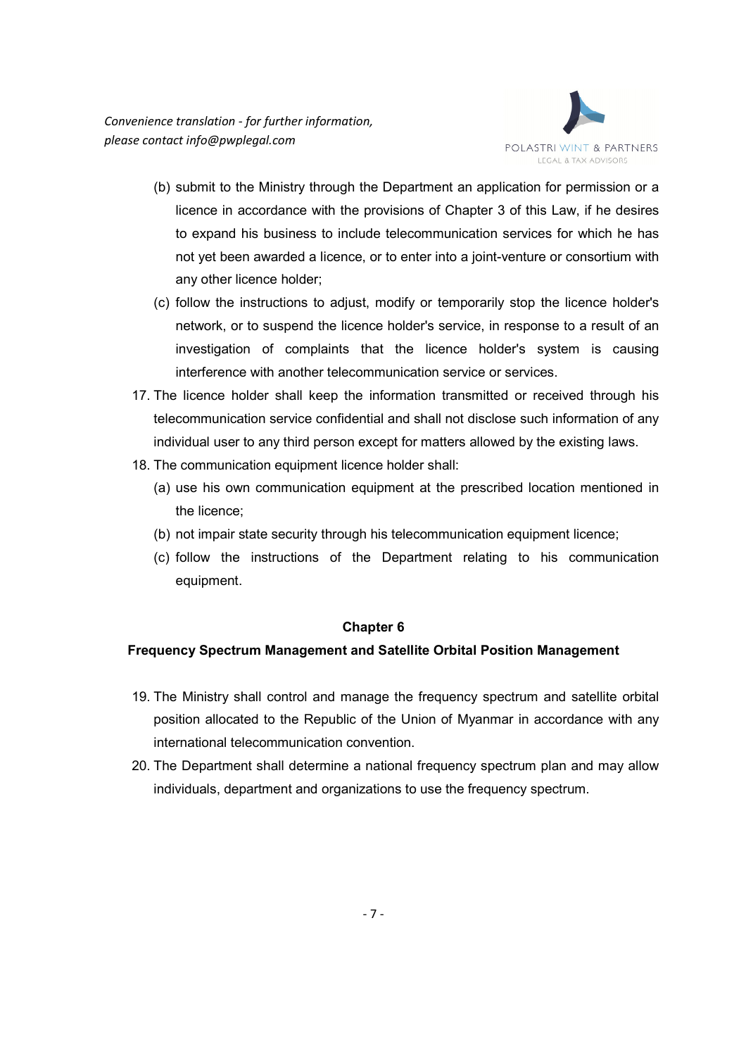(b) submit to the Ministry through the Department an application for permission or a licence in accordance with the provisions of Chapter 3 of this Law, if he desires to expand his business to include telecommunication services for which he has not yet been awarded a licence, or to enter into a joint-venture or consortium with any other licence holder;

(c) follow the instructions to adjust, modify or temporarily stop the licence holder's network, or to suspend the licence holder's service, in response to a result of an investigation of complaints that the licence holder's system is causing interference with another telecommunication service or services.

17. The licence holder shall keep the information transmitted or received through his telecommunication service confidential and shall not disclose such information of any individual user to any third person except for matters allowed by the existing laws.

18. The communication equipment licence holder shall:

    (a) use his own communication equipment at the prescribed location mentioned in the licence;

    (b) not impair state security through his telecommunication equipment licence;

    (c) follow the instructions of the Department relating to his communication equipment.

## Chapter 6

### Frequency Spectrum Management and Satellite Orbital Position Management

19. The Ministry shall control and manage the frequency spectrum and satellite orbital position allocated to the Republic of the Union of Myanmar in accordance with any international telecommunication convention.

20. The Department shall determine a national frequency spectrum plan and may allow individuals, department and organizations to use the frequency spectrum.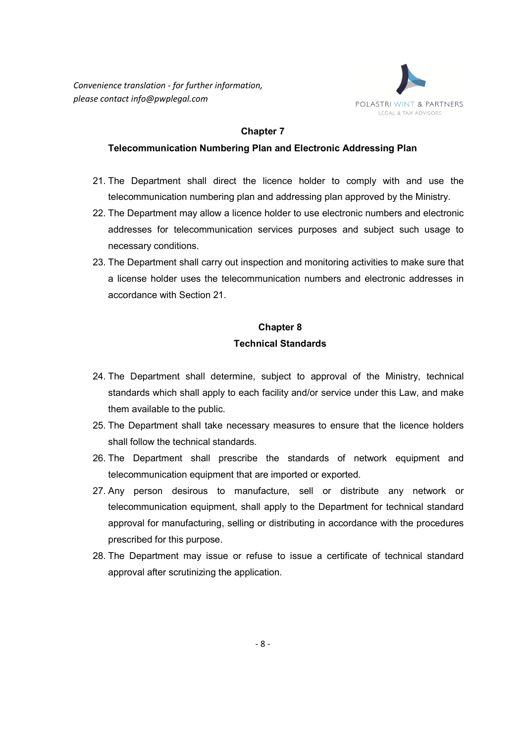## Chapter 7

### Telecommunication Numbering Plan and Electronic Addressing Plan

21. The Department shall direct the licence holder to comply with and use the telecommunication numbering plan and addressing plan approved by the Ministry.
22. The Department may allow a licence holder to use electronic numbers and electronic addresses for telecommunication services purposes and subject such usage to necessary conditions.
23. The Department shall carry out inspection and monitoring activities to make sure that a license holder uses the telecommunication numbers and electronic addresses in accordance with Section 21.

## Chapter 8

### Technical Standards

24. The Department shall determine, subject to approval of the Ministry, technical standards which shall apply to each facility and/or service under this Law, and make them available to the public.
25. The Department shall take necessary measures to ensure that the licence holders shall follow the technical standards.
26. The Department shall prescribe the standards of network equipment and telecommunication equipment that are imported or exported.
27. Any person desirous to manufacture, sell or distribute any network or telecommunication equipment, shall apply to the Department for technical standard approval for manufacturing, selling or distributing in accordance with the procedures prescribed for this purpose.
28. The Department may issue or refuse to issue a certificate of technical standard approval after scrutinizing the application.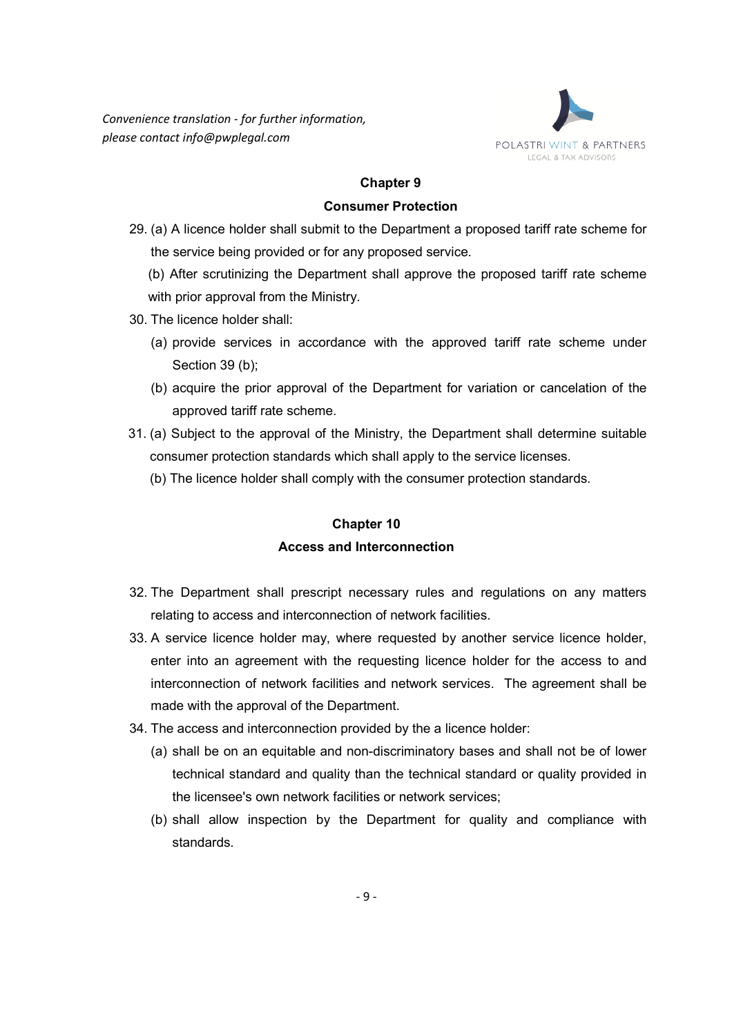## Chapter 9

## Consumer Protection

29. (a) A licence holder shall submit to the Department a proposed tariff rate scheme for the service being provided or for any proposed service.

    (b) After scrutinizing the Department shall approve the proposed tariff rate scheme with prior approval from the Ministry.

30. The licence holder shall:
    (a) provide services in accordance with the approved tariff rate scheme under Section 39 (b);
    (b) acquire the prior approval of the Department for variation or cancelation of the approved tariff rate scheme.

31. (a) Subject to the approval of the Ministry, the Department shall determine suitable consumer protection standards which shall apply to the service licenses.

    (b) The licence holder shall comply with the consumer protection standards.

## Chapter 10

## Access and Interconnection

32. The Department shall prescript necessary rules and regulations on any matters relating to access and interconnection of network facilities.

33. A service licence holder may, where requested by another service licence holder, enter into an agreement with the requesting licence holder for the access to and interconnection of network facilities and network services. The agreement shall be made with the approval of the Department.

34. The access and interconnection provided by the a licence holder:
    (a) shall be on an equitable and non-discriminatory bases and shall not be of lower technical standard and quality than the technical standard or quality provided in the licensee's own network facilities or network services;
    (b) shall allow inspection by the Department for quality and compliance with standards.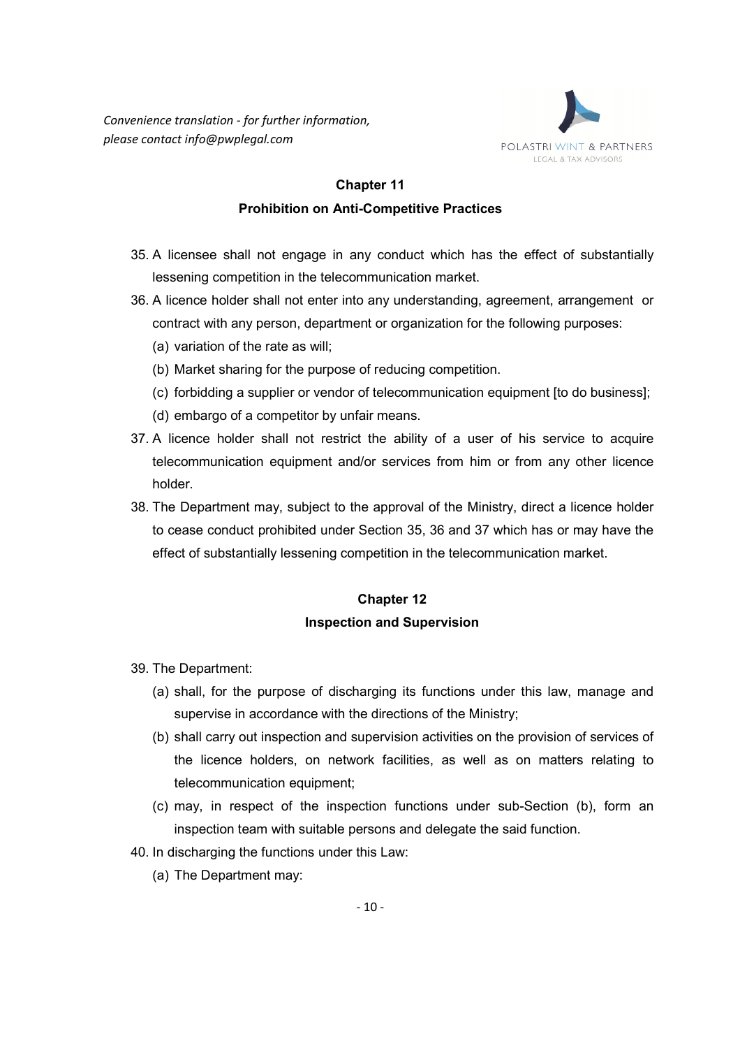## Chapter 11

### Prohibition on Anti-Competitive Practices

35. A licensee shall not engage in any conduct which has the effect of substantially lessening competition in the telecommunication market.
36. A licence holder shall not enter into any understanding, agreement, arrangement or contract with any person, department or organization for the following purposes:
    (a) variation of the rate as will;
    (b) Market sharing for the purpose of reducing competition.
    (c) forbidding a supplier or vendor of telecommunication equipment [to do business];
    (d) embargo of a competitor by unfair means.
37. A licence holder shall not restrict the ability of a user of his service to acquire telecommunication equipment and/or services from him or from any other licence holder.
38. The Department may, subject to the approval of the Ministry, direct a licence holder to cease conduct prohibited under Section 35, 36 and 37 which has or may have the effect of substantially lessening competition in the telecommunication market.

## Chapter 12

### Inspection and Supervision

39. The Department:
    (a) shall, for the purpose of discharging its functions under this law, manage and supervise in accordance with the directions of the Ministry;
    (b) shall carry out inspection and supervision activities on the provision of services of the licence holders, on network facilities, as well as on matters relating to telecommunication equipment;
    (c) may, in respect of the inspection functions under sub-Section (b), form an inspection team with suitable persons and delegate the said function.
40. In discharging the functions under this Law:
    (a) The Department may: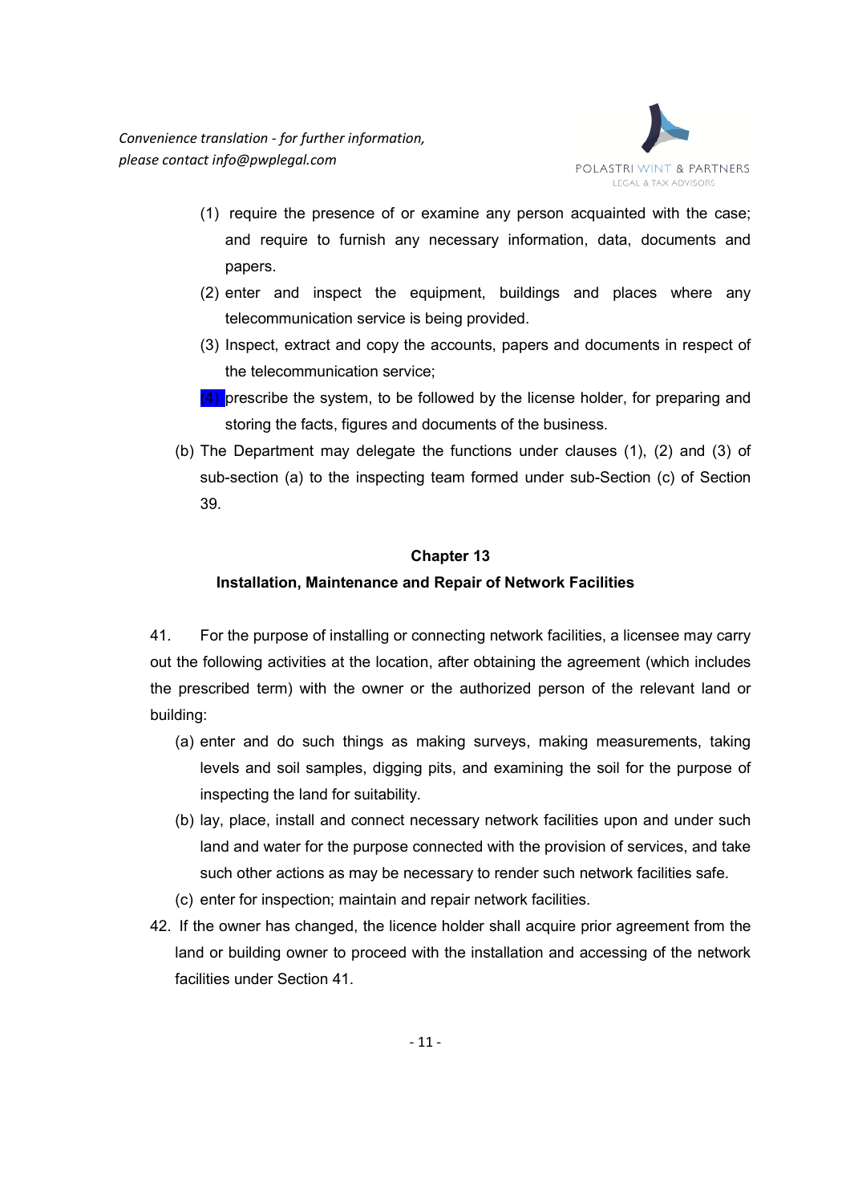(1) require the presence of or examine any person acquainted with the case; and require to furnish any necessary information, data, documents and papers.

(2) enter and inspect the equipment, buildings and places where any telecommunication service is being provided.

(3) Inspect, extract and copy the accounts, papers and documents in respect of the telecommunication service;

(4) prescribe the system, to be followed by the license holder, for preparing and storing the facts, figures and documents of the business.

(b) The Department may delegate the functions under clauses (1), (2) and (3) of sub-section (a) to the inspecting team formed under sub-Section (c) of Section 39.

## Chapter 13

### Installation, Maintenance and Repair of Network Facilities

41. For the purpose of installing or connecting network facilities, a licensee may carry out the following activities at the location, after obtaining the agreement (which includes the prescribed term) with the owner or the authorized person of the relevant land or building:

(a) enter and do such things as making surveys, making measurements, taking levels and soil samples, digging pits, and examining the soil for the purpose of inspecting the land for suitability.

(b) lay, place, install and connect necessary network facilities upon and under such land and water for the purpose connected with the provision of services, and take such other actions as may be necessary to render such network facilities safe.

(c) enter for inspection; maintain and repair network facilities.

42. If the owner has changed, the licence holder shall acquire prior agreement from the land or building owner to proceed with the installation and accessing of the network facilities under Section 41.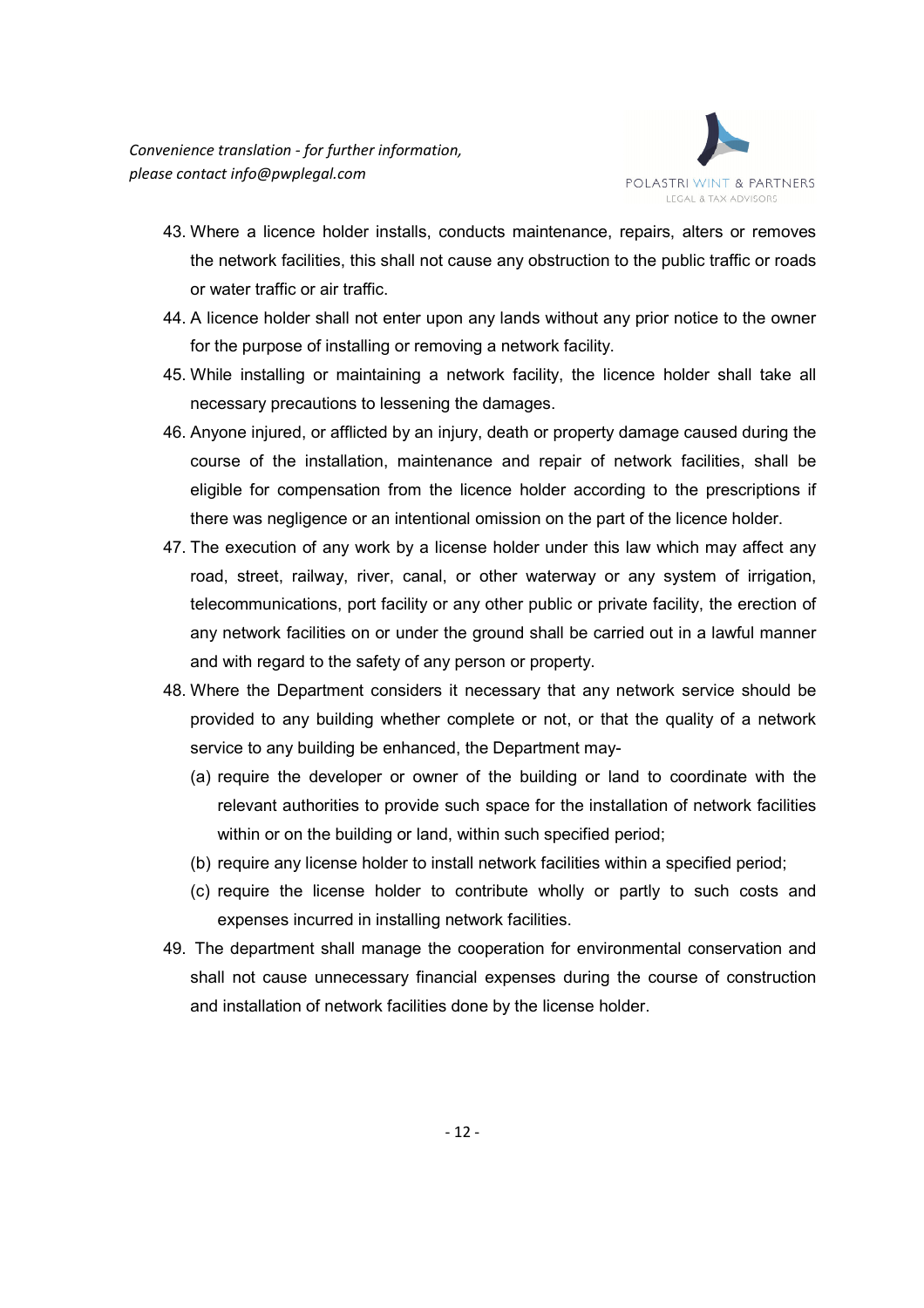43. Where a licence holder installs, conducts maintenance, repairs, alters or removes the network facilities, this shall not cause any obstruction to the public traffic or roads or water traffic or air traffic.
44. A licence holder shall not enter upon any lands without any prior notice to the owner for the purpose of installing or removing a network facility.
45. While installing or maintaining a network facility, the licence holder shall take all necessary precautions to lessening the damages.
46. Anyone injured, or afflicted by an injury, death or property damage caused during the course of the installation, maintenance and repair of network facilities, shall be eligible for compensation from the licence holder according to the prescriptions if there was negligence or an intentional omission on the part of the licence holder.
47. The execution of any work by a license holder under this law which may affect any road, street, railway, river, canal, or other waterway or any system of irrigation, telecommunications, port facility or any other public or private facility, the erection of any network facilities on or under the ground shall be carried out in a lawful manner and with regard to the safety of any person or property.
48. Where the Department considers it necessary that any network service should be provided to any building whether complete or not, or that the quality of a network service to any building be enhanced, the Department may-
    (a) require the developer or owner of the building or land to coordinate with the relevant authorities to provide such space for the installation of network facilities within or on the building or land, within such specified period;
    (b) require any license holder to install network facilities within a specified period;
    (c) require the license holder to contribute wholly or partly to such costs and expenses incurred in installing network facilities.
49. The department shall manage the cooperation for environmental conservation and shall not cause unnecessary financial expenses during the course of construction and installation of network facilities done by the license holder.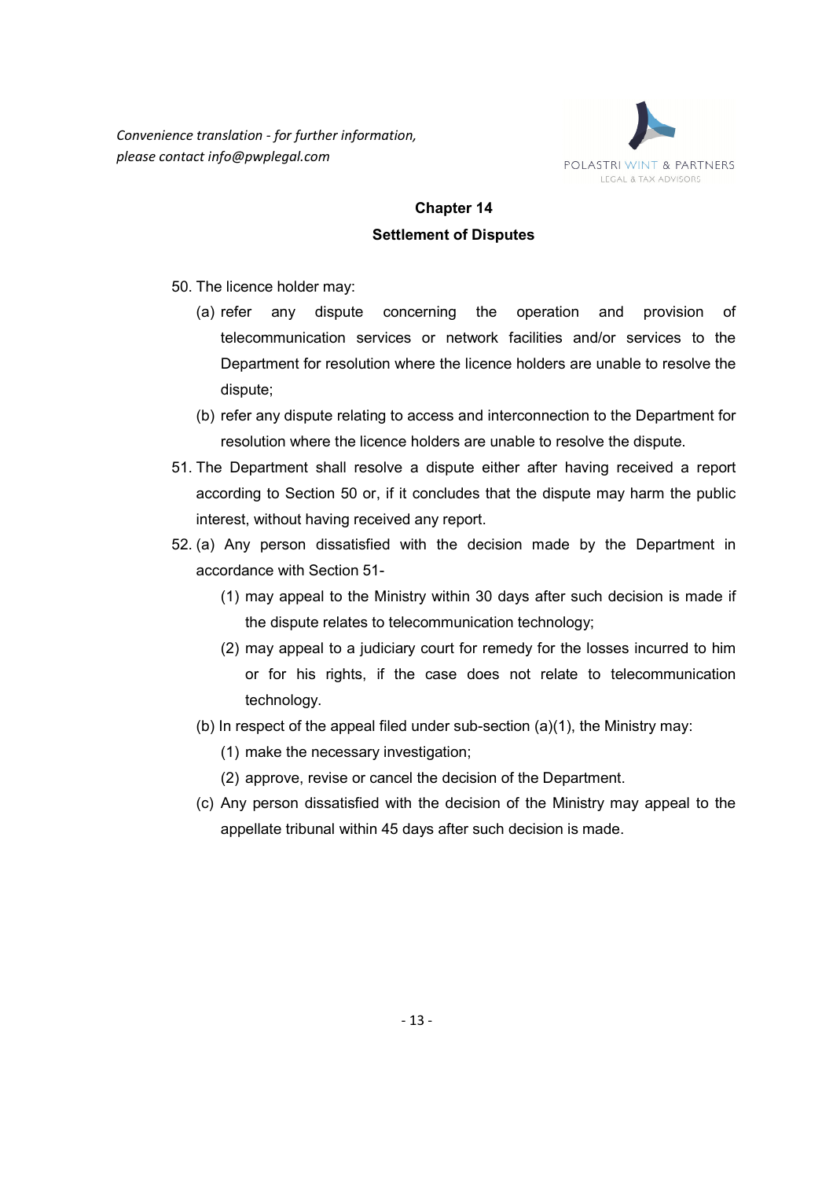## Chapter 14

## Settlement of Disputes

50. The licence holder may:

    (a) refer any dispute concerning the operation and provision of telecommunication services or network facilities and/or services to the Department for resolution where the licence holders are unable to resolve the dispute;

    (b) refer any dispute relating to access and interconnection to the Department for resolution where the licence holders are unable to resolve the dispute.

51. The Department shall resolve a dispute either after having received a report according to Section 50 or, if it concludes that the dispute may harm the public interest, without having received any report.

52. (a) Any person dissatisfied with the decision made by the Department in accordance with Section 51-

    (1) may appeal to the Ministry within 30 days after such decision is made if the dispute relates to telecommunication technology;

    (2) may appeal to a judiciary court for remedy for the losses incurred to him or for his rights, if the case does not relate to telecommunication technology.

    (b) In respect of the appeal filed under sub-section (a)(1), the Ministry may:

    (1) make the necessary investigation;

    (2) approve, revise or cancel the decision of the Department.

    (c) Any person dissatisfied with the decision of the Ministry may appeal to the appellate tribunal within 45 days after such decision is made.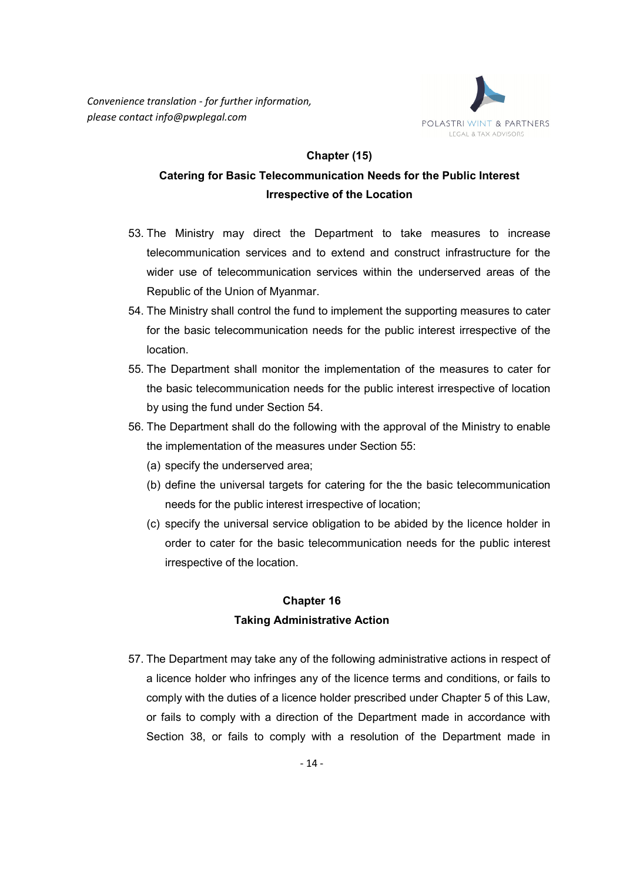## Chapter (15)

## Catering for Basic Telecommunication Needs for the Public Interest Irrespective of the Location

53. The Ministry may direct the Department to take measures to increase telecommunication services and to extend and construct infrastructure for the wider use of telecommunication services within the underserved areas of the Republic of the Union of Myanmar.
54. The Ministry shall control the fund to implement the supporting measures to cater for the basic telecommunication needs for the public interest irrespective of the location.
55. The Department shall monitor the implementation of the measures to cater for the basic telecommunication needs for the public interest irrespective of location by using the fund under Section 54.
56. The Department shall do the following with the approval of the Ministry to enable the implementation of the measures under Section 55:
    (a) specify the underserved area;
    (b) define the universal targets for catering for the the basic telecommunication needs for the public interest irrespective of location;
    (c) specify the universal service obligation to be abided by the licence holder in order to cater for the basic telecommunication needs for the public interest irrespective of the location.

## Chapter 16

## Taking Administrative Action

57. The Department may take any of the following administrative actions in respect of a licence holder who infringes any of the licence terms and conditions, or fails to comply with the duties of a licence holder prescribed under Chapter 5 of this Law, or fails to comply with a direction of the Department made in accordance with Section 38, or fails to comply with a resolution of the Department made in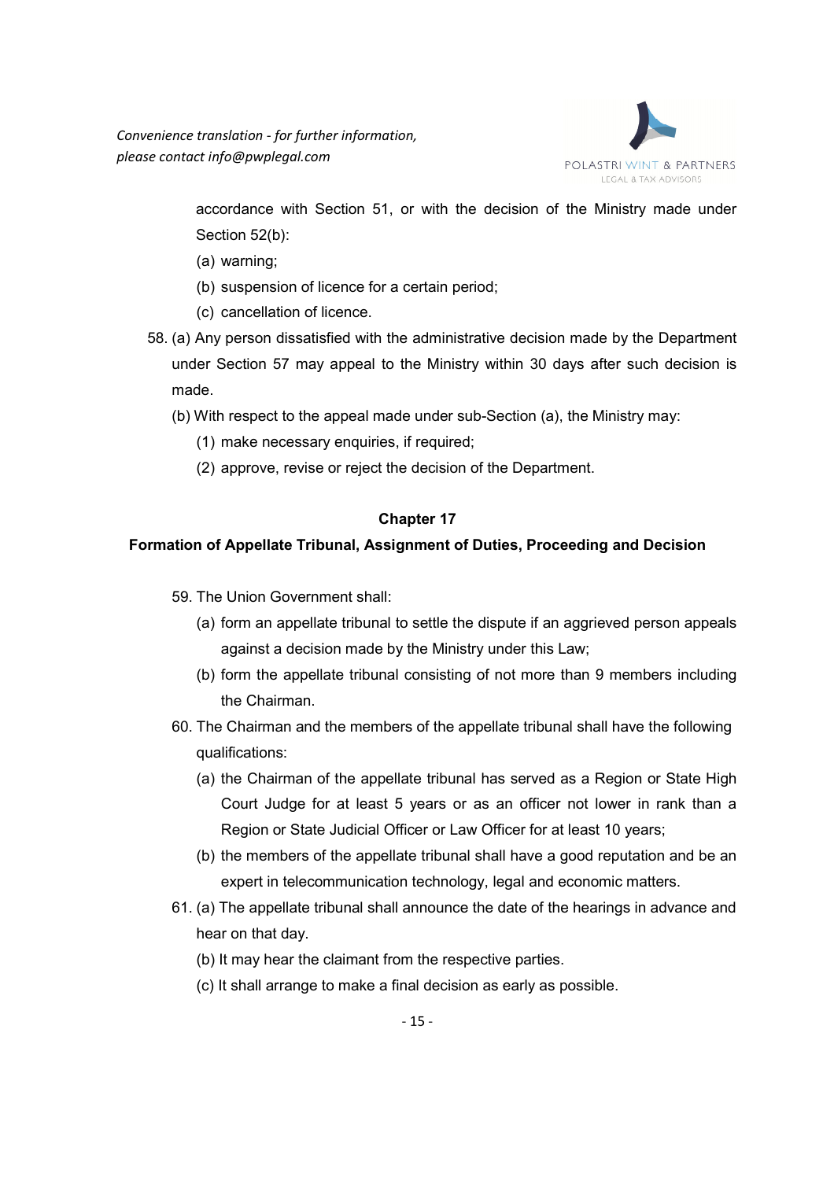accordance with Section 51, or with the decision of the Ministry made under Section 52(b):

(a) warning;

(b) suspension of licence for a certain period;

(c) cancellation of licence.

58. (a) Any person dissatisfied with the administrative decision made by the Department under Section 57 may appeal to the Ministry within 30 days after such decision is made.

(b) With respect to the appeal made under sub-Section (a), the Ministry may:

(1) make necessary enquiries, if required;

(2) approve, revise or reject the decision of the Department.

## Chapter 17

### Formation of Appellate Tribunal, Assignment of Duties, Proceeding and Decision

59. The Union Government shall:

(a) form an appellate tribunal to settle the dispute if an aggrieved person appeals against a decision made by the Ministry under this Law;

(b) form the appellate tribunal consisting of not more than 9 members including the Chairman.

60. The Chairman and the members of the appellate tribunal shall have the following qualifications:

(a) the Chairman of the appellate tribunal has served as a Region or State High Court Judge for at least 5 years or as an officer not lower in rank than a Region or State Judicial Officer or Law Officer for at least 10 years;

(b) the members of the appellate tribunal shall have a good reputation and be an expert in telecommunication technology, legal and economic matters.

61. (a) The appellate tribunal shall announce the date of the hearings in advance and hear on that day.

(b) It may hear the claimant from the respective parties.

(c) It shall arrange to make a final decision as early as possible.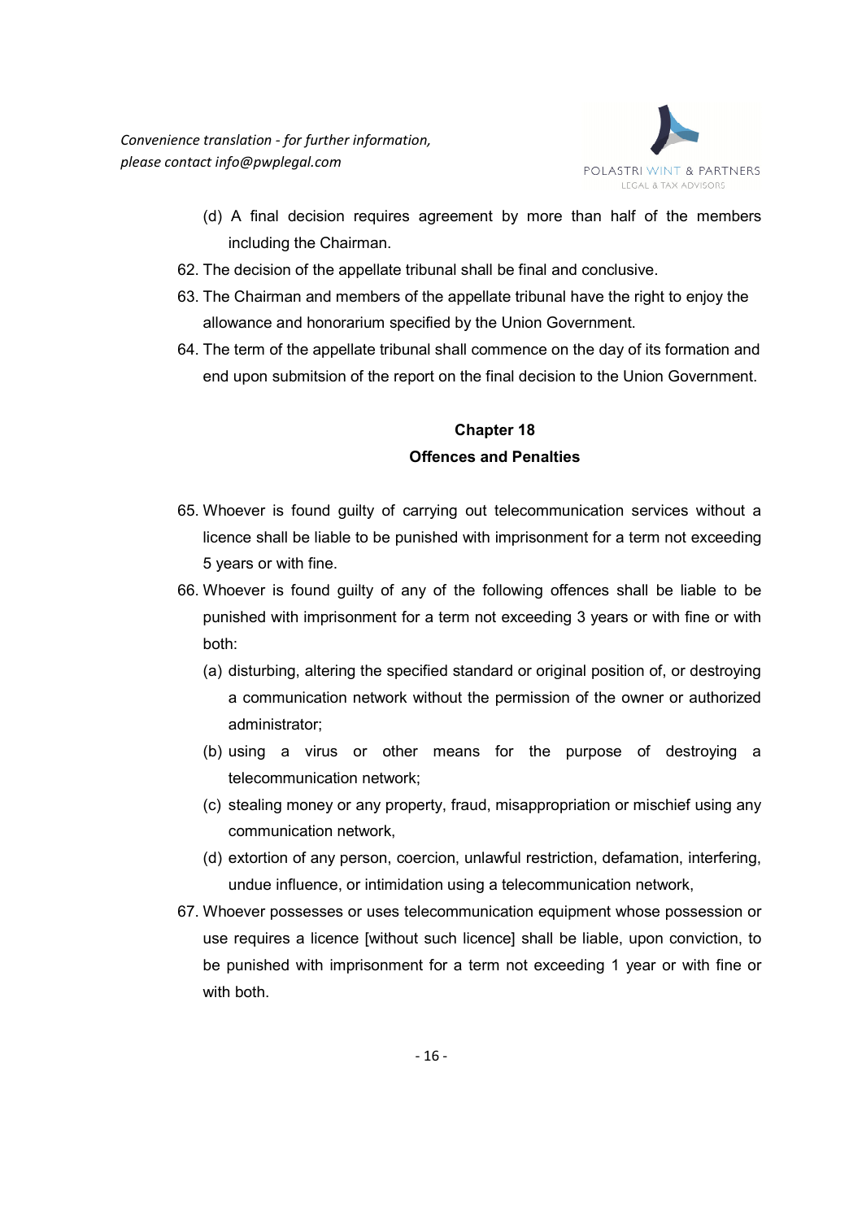(d) A final decision requires agreement by more than half of the members including the Chairman.

62. The decision of the appellate tribunal shall be final and conclusive.
63. The Chairman and members of the appellate tribunal have the right to enjoy the allowance and honorarium specified by the Union Government.
64. The term of the appellate tribunal shall commence on the day of its formation and end upon submitsion of the report on the final decision to the Union Government.

## Chapter 18
## Offences and Penalties

65. Whoever is found guilty of carrying out telecommunication services without a licence shall be liable to be punished with imprisonment for a term not exceeding 5 years or with fine.
66. Whoever is found guilty of any of the following offences shall be liable to be punished with imprisonment for a term not exceeding 3 years or with fine or with both:
    - (a) disturbing, altering the specified standard or original position of, or destroying a communication network without the permission of the owner or authorized administrator;
    - (b) using a virus or other means for the purpose of destroying a telecommunication network;
    - (c) stealing money or any property, fraud, misappropriation or mischief using any communication network,
    - (d) extortion of any person, coercion, unlawful restriction, defamation, interfering, undue influence, or intimidation using a telecommunication network,
67. Whoever possesses or uses telecommunication equipment whose possession or use requires a licence [without such licence] shall be liable, upon conviction, to be punished with imprisonment for a term not exceeding 1 year or with fine or with both.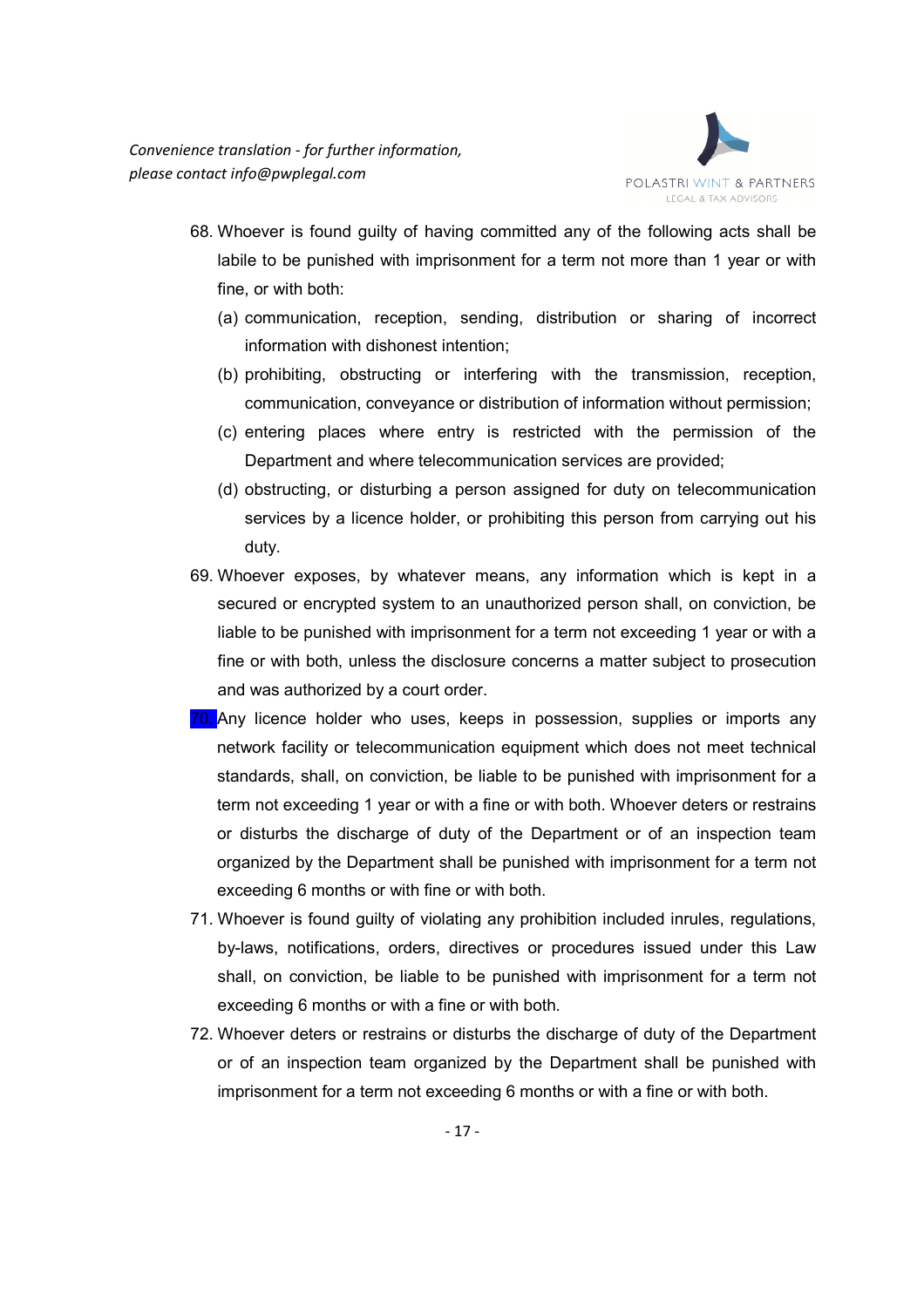68. Whoever is found guilty of having committed any of the following acts shall be labile to be punished with imprisonment for a term not more than 1 year or with fine, or with both:
    (a) communication, reception, sending, distribution or sharing of incorrect information with dishonest intention;
    (b) prohibiting, obstructing or interfering with the transmission, reception, communication, conveyance or distribution of information without permission;
    (c) entering places where entry is restricted with the permission of the Department and where telecommunication services are provided;
    (d) obstructing, or disturbing a person assigned for duty on telecommunication services by a licence holder, or prohibiting this person from carrying out his duty.
69. Whoever exposes, by whatever means, any information which is kept in a secured or encrypted system to an unauthorized person shall, on conviction, be liable to be punished with imprisonment for a term not exceeding 1 year or with a fine or with both, unless the disclosure concerns a matter subject to prosecution and was authorized by a court order.
70. Any licence holder who uses, keeps in possession, supplies or imports any network facility or telecommunication equipment which does not meet technical standards, shall, on conviction, be liable to be punished with imprisonment for a term not exceeding 1 year or with a fine or with both. Whoever deters or restrains or disturbs the discharge of duty of the Department or of an inspection team organized by the Department shall be punished with imprisonment for a term not exceeding 6 months or with fine or with both.
71. Whoever is found guilty of violating any prohibition included inrules, regulations, by-laws, notifications, orders, directives or procedures issued under this Law shall, on conviction, be liable to be punished with imprisonment for a term not exceeding 6 months or with a fine or with both.
72. Whoever deters or restrains or disturbs the discharge of duty of the Department or of an inspection team organized by the Department shall be punished with imprisonment for a term not exceeding 6 months or with a fine or with both.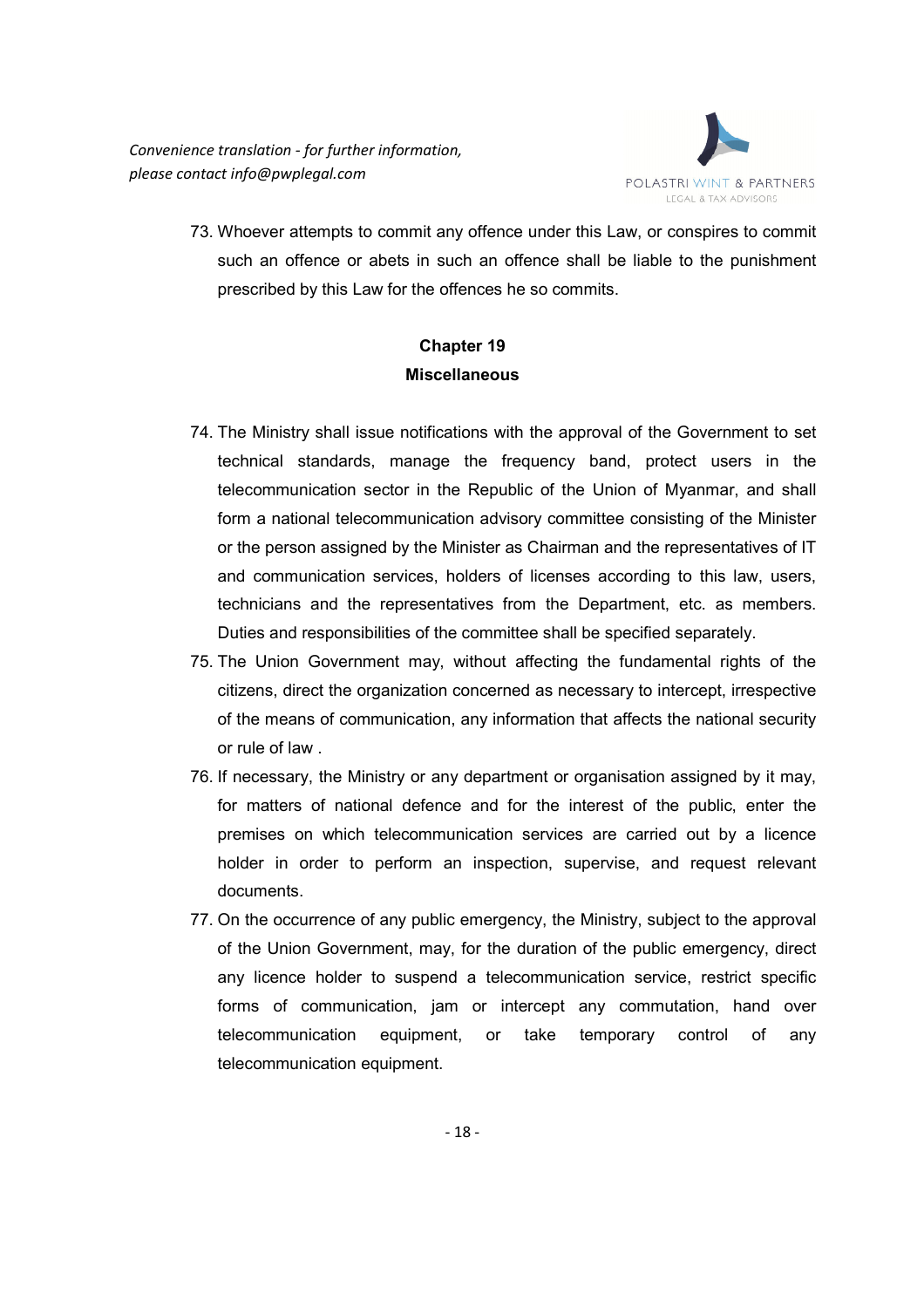73. Whoever attempts to commit any offence under this Law, or conspires to commit such an offence or abets in such an offence shall be liable to the punishment prescribed by this Law for the offences he so commits.

## Chapter 19
## Miscellaneous

74. The Ministry shall issue notifications with the approval of the Government to set technical standards, manage the frequency band, protect users in the telecommunication sector in the Republic of the Union of Myanmar, and shall form a national telecommunication advisory committee consisting of the Minister or the person assigned by the Minister as Chairman and the representatives of IT and communication services, holders of licenses according to this law, users, technicians and the representatives from the Department, etc. as members. Duties and responsibilities of the committee shall be specified separately.
75. The Union Government may, without affecting the fundamental rights of the citizens, direct the organization concerned as necessary to intercept, irrespective of the means of communication, any information that affects the national security or rule of law .
76. If necessary, the Ministry or any department or organisation assigned by it may, for matters of national defence and for the interest of the public, enter the premises on which telecommunication services are carried out by a licence holder in order to perform an inspection, supervise, and request relevant documents.
77. On the occurrence of any public emergency, the Ministry, subject to the approval of the Union Government, may, for the duration of the public emergency, direct any licence holder to suspend a telecommunication service, restrict specific forms of communication, jam or intercept any commutation, hand over telecommunication equipment, or take temporary control of any telecommunication equipment.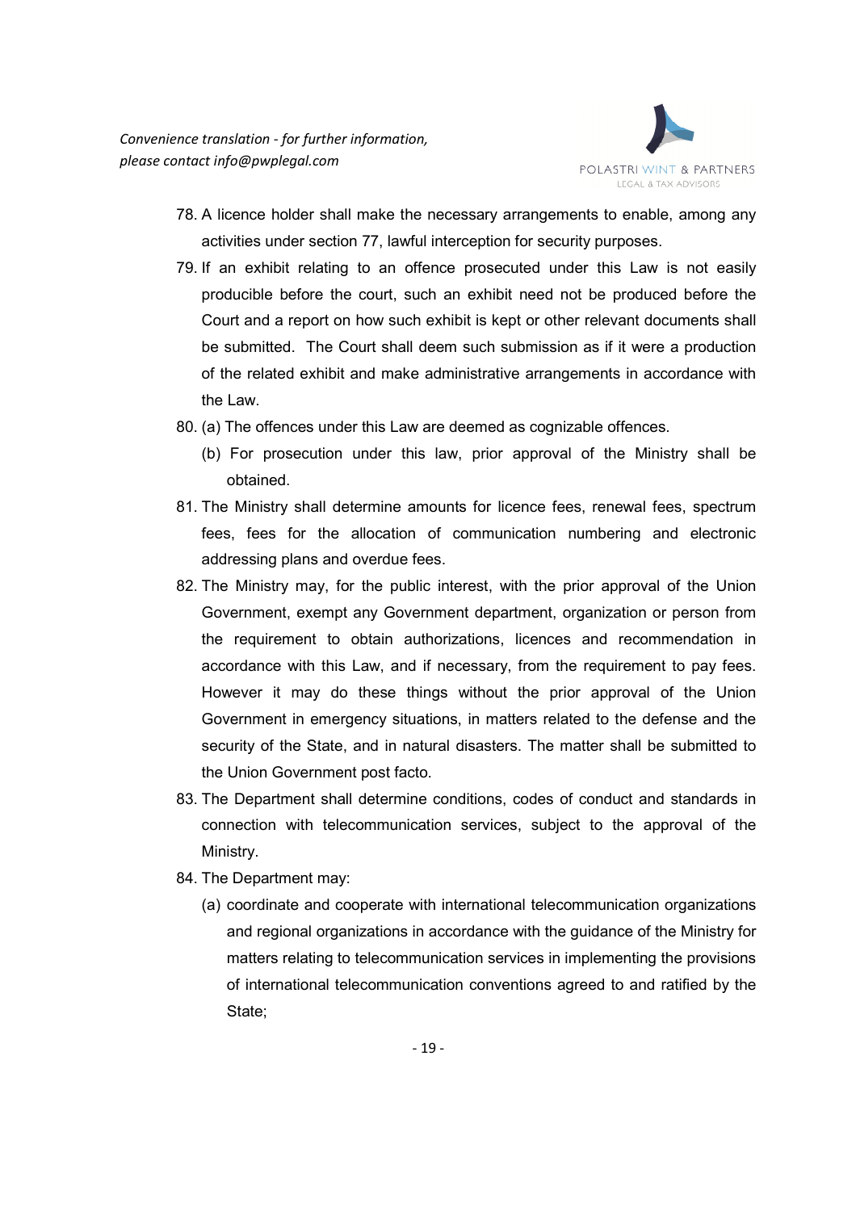78. A licence holder shall make the necessary arrangements to enable, among any activities under section 77, lawful interception for security purposes.
79. If an exhibit relating to an offence prosecuted under this Law is not easily producible before the court, such an exhibit need not be produced before the Court and a report on how such exhibit is kept or other relevant documents shall be submitted. The Court shall deem such submission as if it were a production of the related exhibit and make administrative arrangements in accordance with the Law.
80. (a) The offences under this Law are deemed as cognizable offences.
    (b) For prosecution under this law, prior approval of the Ministry shall be obtained.
81. The Ministry shall determine amounts for licence fees, renewal fees, spectrum fees, fees for the allocation of communication numbering and electronic addressing plans and overdue fees.
82. The Ministry may, for the public interest, with the prior approval of the Union Government, exempt any Government department, organization or person from the requirement to obtain authorizations, licences and recommendation in accordance with this Law, and if necessary, from the requirement to pay fees. However it may do these things without the prior approval of the Union Government in emergency situations, in matters related to the defense and the security of the State, and in natural disasters. The matter shall be submitted to the Union Government post facto.
83. The Department shall determine conditions, codes of conduct and standards in connection with telecommunication services, subject to the approval of the Ministry.
84. The Department may:
    (a) coordinate and cooperate with international telecommunication organizations and regional organizations in accordance with the guidance of the Ministry for matters relating to telecommunication services in implementing the provisions of international telecommunication conventions agreed to and ratified by the State;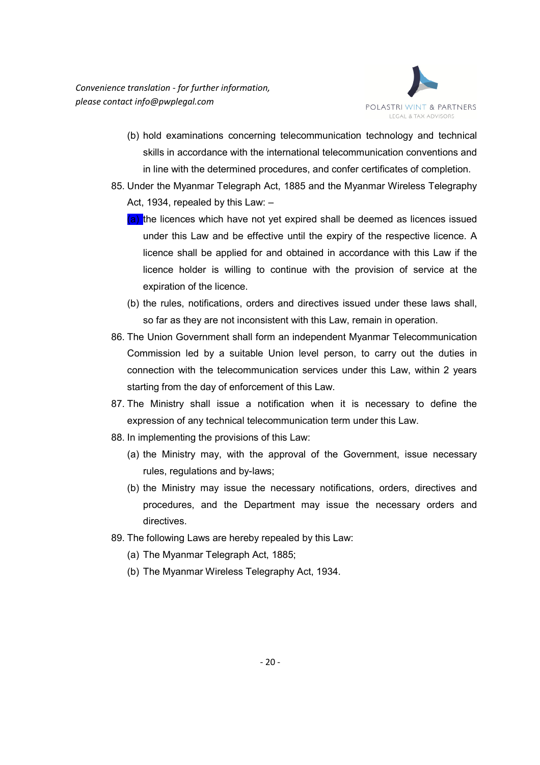(b) hold examinations concerning telecommunication technology and technical skills in accordance with the international telecommunication conventions and in line with the determined procedures, and confer certificates of completion.

85. Under the Myanmar Telegraph Act, 1885 and the Myanmar Wireless Telegraphy Act, 1934, repealed by this Law: –

    (a) the licences which have not yet expired shall be deemed as licences issued under this Law and be effective until the expiry of the respective licence. A licence shall be applied for and obtained in accordance with this Law if the licence holder is willing to continue with the provision of service at the expiration of the licence.

    (b) the rules, notifications, orders and directives issued under these laws shall, so far as they are not inconsistent with this Law, remain in operation.

86. The Union Government shall form an independent Myanmar Telecommunication Commission led by a suitable Union level person, to carry out the duties in connection with the telecommunication services under this Law, within 2 years starting from the day of enforcement of this Law.

87. The Ministry shall issue a notification when it is necessary to define the expression of any technical telecommunication term under this Law.

88. In implementing the provisions of this Law:

    (a) the Ministry may, with the approval of the Government, issue necessary rules, regulations and by-laws;

    (b) the Ministry may issue the necessary notifications, orders, directives and procedures, and the Department may issue the necessary orders and directives.

89. The following Laws are hereby repealed by this Law:

    (a) The Myanmar Telegraph Act, 1885;

    (b) The Myanmar Wireless Telegraphy Act, 1934.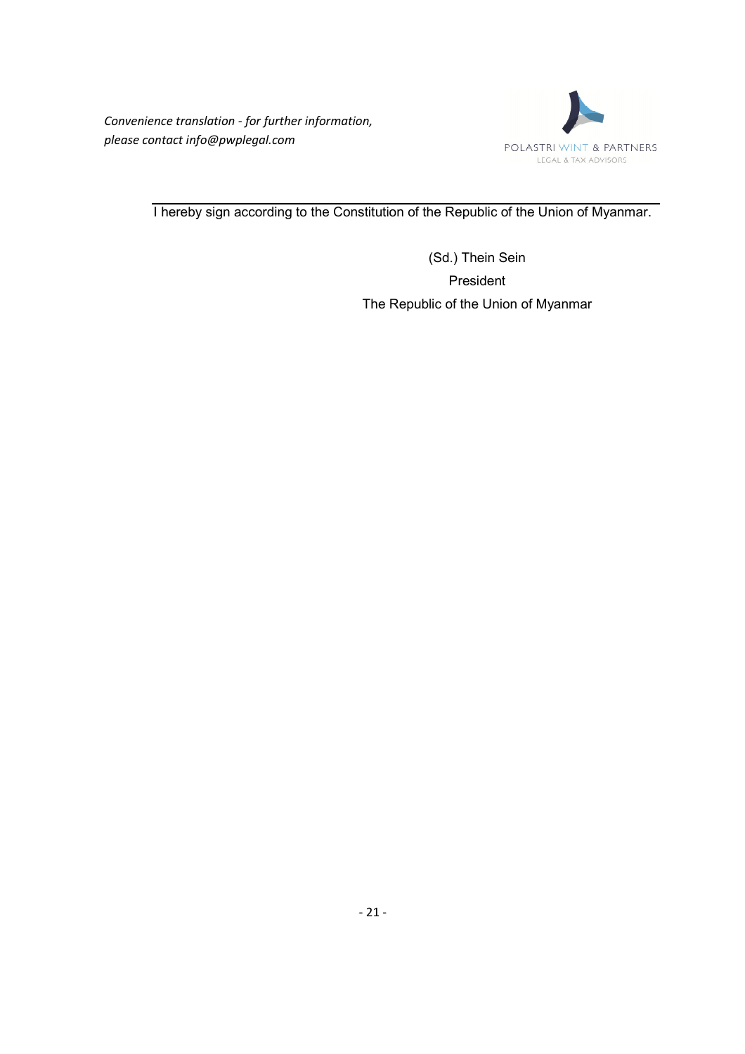I hereby sign according to the Constitution of the Republic of the Union of Myanmar.

(Sd.) Thein Sein

President

The Republic of the Union of Myanmar